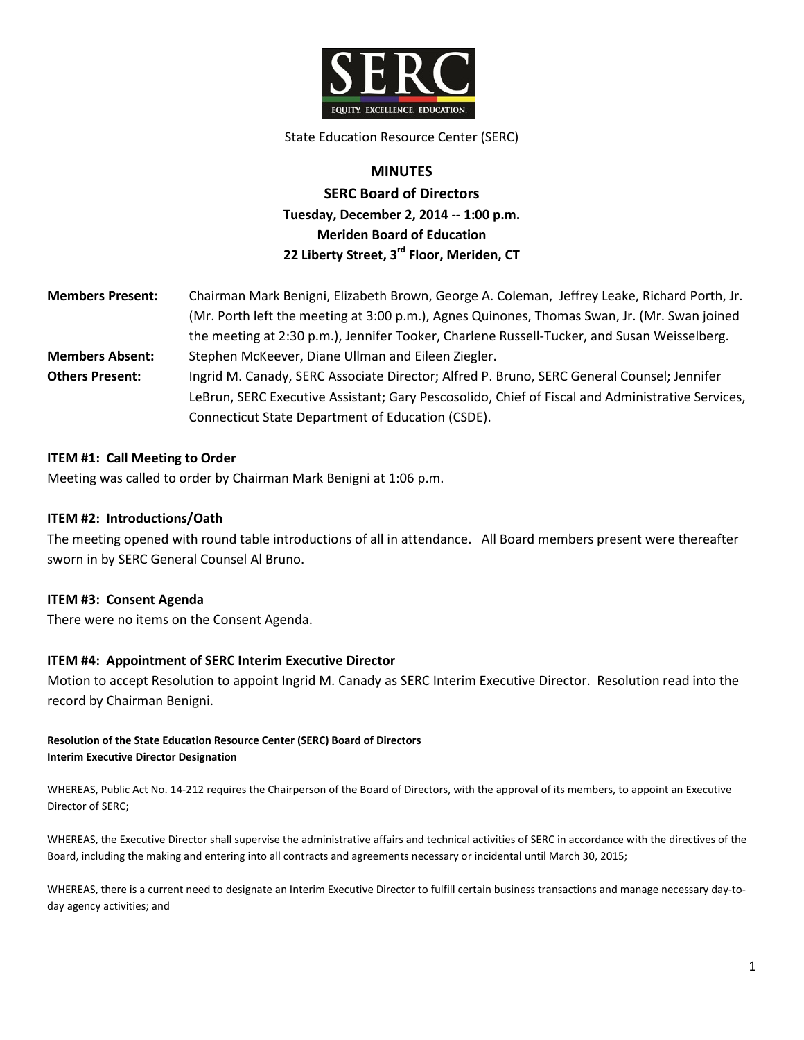SERC

EQUITY. EXCELLENCE. EDUCATION.

State Education Resource Center (SERC)

**MINUTES**
**SERC Board of Directors**
**Tuesday, December 2, 2014 -- 1:00 p.m.**
**Meriden Board of Education**
**22 Liberty Street, 3rd Floor, Meriden, CT**

**Members Present:** Chairman Mark Benigni, Elizabeth Brown, George A. Coleman, Jeffrey Leake, Richard Porth, Jr. (Mr. Porth left the meeting at 3:00 p.m.), Agnes Quinones, Thomas Swan, Jr. (Mr. Swan joined the meeting at 2:30 p.m.), Jennifer Tooker, Charlene Russell-Tucker, and Susan Weisselberg.

**Members Absent:** Stephen McKeever, Diane Ullman and Eileen Ziegler.

**Others Present:** Ingrid M. Canady, SERC Associate Director; Alfred P. Bruno, SERC General Counsel; Jennifer LeBrun, SERC Executive Assistant; Gary Pescosolido, Chief of Fiscal and Administrative Services, Connecticut State Department of Education (CSDE).

### ITEM #1: Call Meeting to Order

Meeting was called to order by Chairman Mark Benigni at 1:06 p.m.

### ITEM #2: Introductions/Oath

The meeting opened with round table introductions of all in attendance. All Board members present were thereafter sworn in by SERC General Counsel Al Bruno.

### ITEM #3: Consent Agenda

There were no items on the Consent Agenda.

### ITEM #4: Appointment of SERC Interim Executive Director

Motion to accept Resolution to appoint Ingrid M. Canady as SERC Interim Executive Director. Resolution read into the record by Chairman Benigni.

**Resolution of the State Education Resource Center (SERC) Board of Directors**
**Interim Executive Director Designation**

WHEREAS, Public Act No. 14-212 requires the Chairperson of the Board of Directors, with the approval of its members, to appoint an Executive Director of SERC;

WHEREAS, the Executive Director shall supervise the administrative affairs and technical activities of SERC in accordance with the directives of the Board, including the making and entering into all contracts and agreements necessary or incidental until March 30, 2015;

WHEREAS, there is a current need to designate an Interim Executive Director to fulfill certain business transactions and manage necessary day-to-day agency activities; and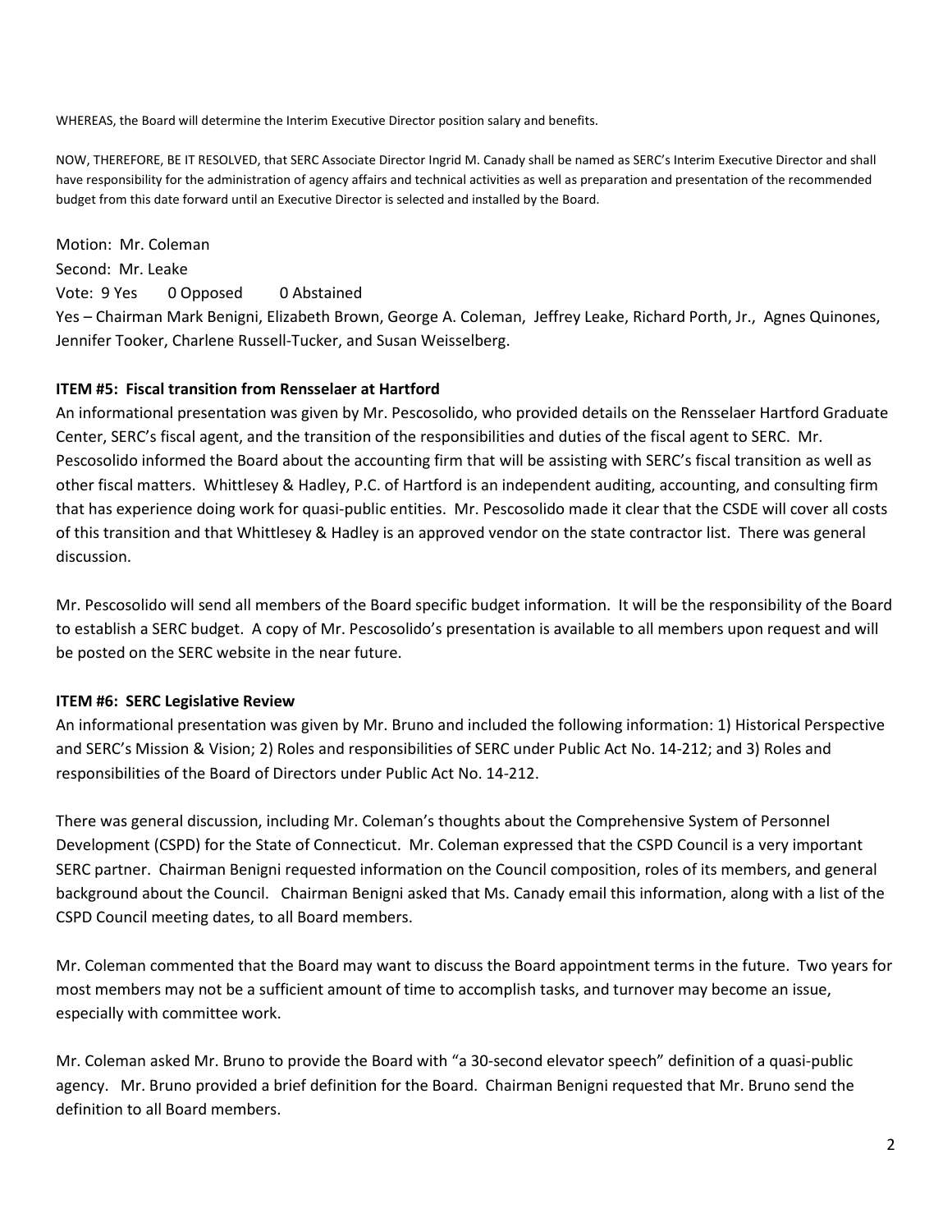WHEREAS, the Board will determine the Interim Executive Director position salary and benefits.

NOW, THEREFORE, BE IT RESOLVED, that SERC Associate Director Ingrid M. Canady shall be named as SERC's Interim Executive Director and shall have responsibility for the administration of agency affairs and technical activities as well as preparation and presentation of the recommended budget from this date forward until an Executive Director is selected and installed by the Board.

Motion: Mr. Coleman
Second: Mr. Leake
Vote: 9 Yes 0 Opposed 0 Abstained
Yes – Chairman Mark Benigni, Elizabeth Brown, George A. Coleman, Jeffrey Leake, Richard Porth, Jr., Agnes Quinones, Jennifer Tooker, Charlene Russell-Tucker, and Susan Weisselberg.

**ITEM #5: Fiscal transition from Rensselaer at Hartford**

An informational presentation was given by Mr. Pescosolido, who provided details on the Rensselaer Hartford Graduate Center, SERC's fiscal agent, and the transition of the responsibilities and duties of the fiscal agent to SERC. Mr. Pescosolido informed the Board about the accounting firm that will be assisting with SERC's fiscal transition as well as other fiscal matters. Whittlesey & Hadley, P.C. of Hartford is an independent auditing, accounting, and consulting firm that has experience doing work for quasi-public entities. Mr. Pescosolido made it clear that the CSDE will cover all costs of this transition and that Whittlesey & Hadley is an approved vendor on the state contractor list. There was general discussion.

Mr. Pescosolido will send all members of the Board specific budget information. It will be the responsibility of the Board to establish a SERC budget. A copy of Mr. Pescosolido's presentation is available to all members upon request and will be posted on the SERC website in the near future.

**ITEM #6: SERC Legislative Review**

An informational presentation was given by Mr. Bruno and included the following information: 1) Historical Perspective and SERC's Mission & Vision; 2) Roles and responsibilities of SERC under Public Act No. 14-212; and 3) Roles and responsibilities of the Board of Directors under Public Act No. 14-212.

There was general discussion, including Mr. Coleman's thoughts about the Comprehensive System of Personnel Development (CSPD) for the State of Connecticut. Mr. Coleman expressed that the CSPD Council is a very important SERC partner. Chairman Benigni requested information on the Council composition, roles of its members, and general background about the Council. Chairman Benigni asked that Ms. Canady email this information, along with a list of the CSPD Council meeting dates, to all Board members.

Mr. Coleman commented that the Board may want to discuss the Board appointment terms in the future. Two years for most members may not be a sufficient amount of time to accomplish tasks, and turnover may become an issue, especially with committee work.

Mr. Coleman asked Mr. Bruno to provide the Board with "a 30-second elevator speech" definition of a quasi-public agency. Mr. Bruno provided a brief definition for the Board. Chairman Benigni requested that Mr. Bruno send the definition to all Board members.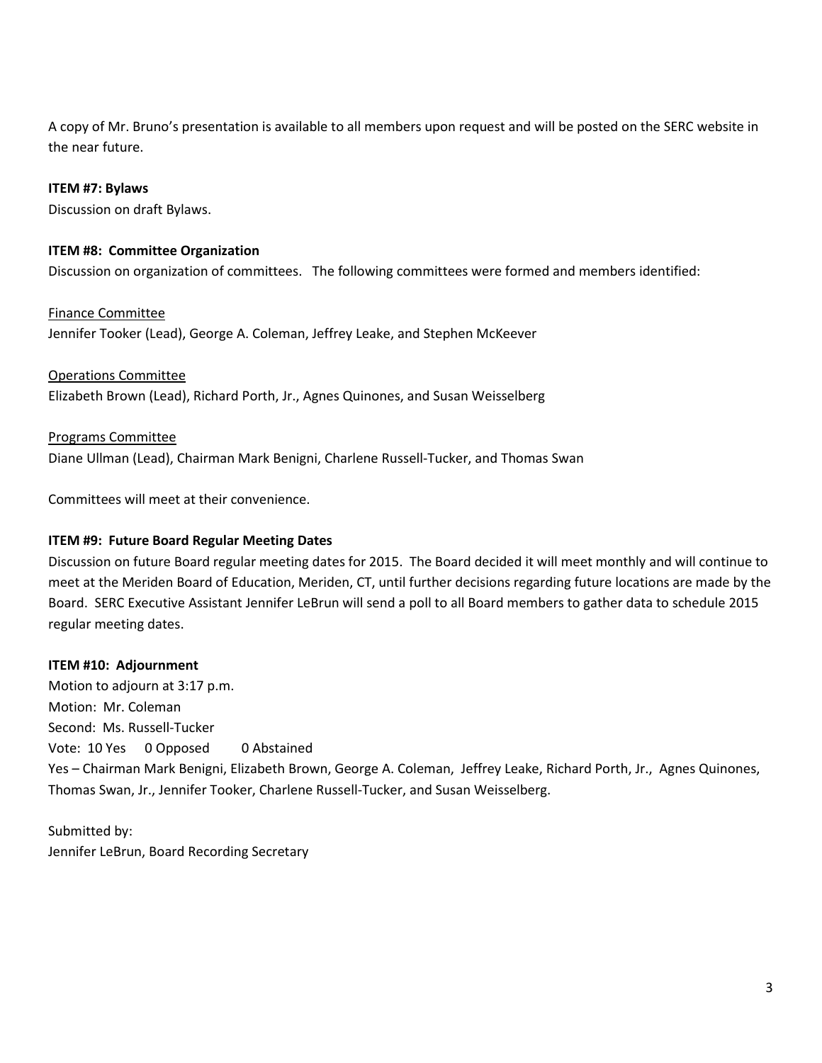A copy of Mr. Bruno's presentation is available to all members upon request and will be posted on the SERC website in the near future.

**ITEM #7: Bylaws**

Discussion on draft Bylaws.

**ITEM #8: Committee Organization**

Discussion on organization of committees. The following committees were formed and members identified:

<u>Finance Committee</u>

Jennifer Tooker (Lead), George A. Coleman, Jeffrey Leake, and Stephen McKeever

<u>Operations Committee</u>

Elizabeth Brown (Lead), Richard Porth, Jr., Agnes Quinones, and Susan Weisselberg

<u>Programs Committee</u>

Diane Ullman (Lead), Chairman Mark Benigni, Charlene Russell-Tucker, and Thomas Swan

Committees will meet at their convenience.

**ITEM #9: Future Board Regular Meeting Dates**

Discussion on future Board regular meeting dates for 2015. The Board decided it will meet monthly and will continue to meet at the Meriden Board of Education, Meriden, CT, until further decisions regarding future locations are made by the Board. SERC Executive Assistant Jennifer LeBrun will send a poll to all Board members to gather data to schedule 2015 regular meeting dates.

**ITEM #10: Adjournment**

Motion to adjourn at 3:17 p.m.
Motion: Mr. Coleman
Second: Ms. Russell-Tucker
Vote: 10 Yes 0 Opposed 0 Abstained
Yes – Chairman Mark Benigni, Elizabeth Brown, George A. Coleman, Jeffrey Leake, Richard Porth, Jr., Agnes Quinones, Thomas Swan, Jr., Jennifer Tooker, Charlene Russell-Tucker, and Susan Weisselberg.

Submitted by:
Jennifer LeBrun, Board Recording Secretary